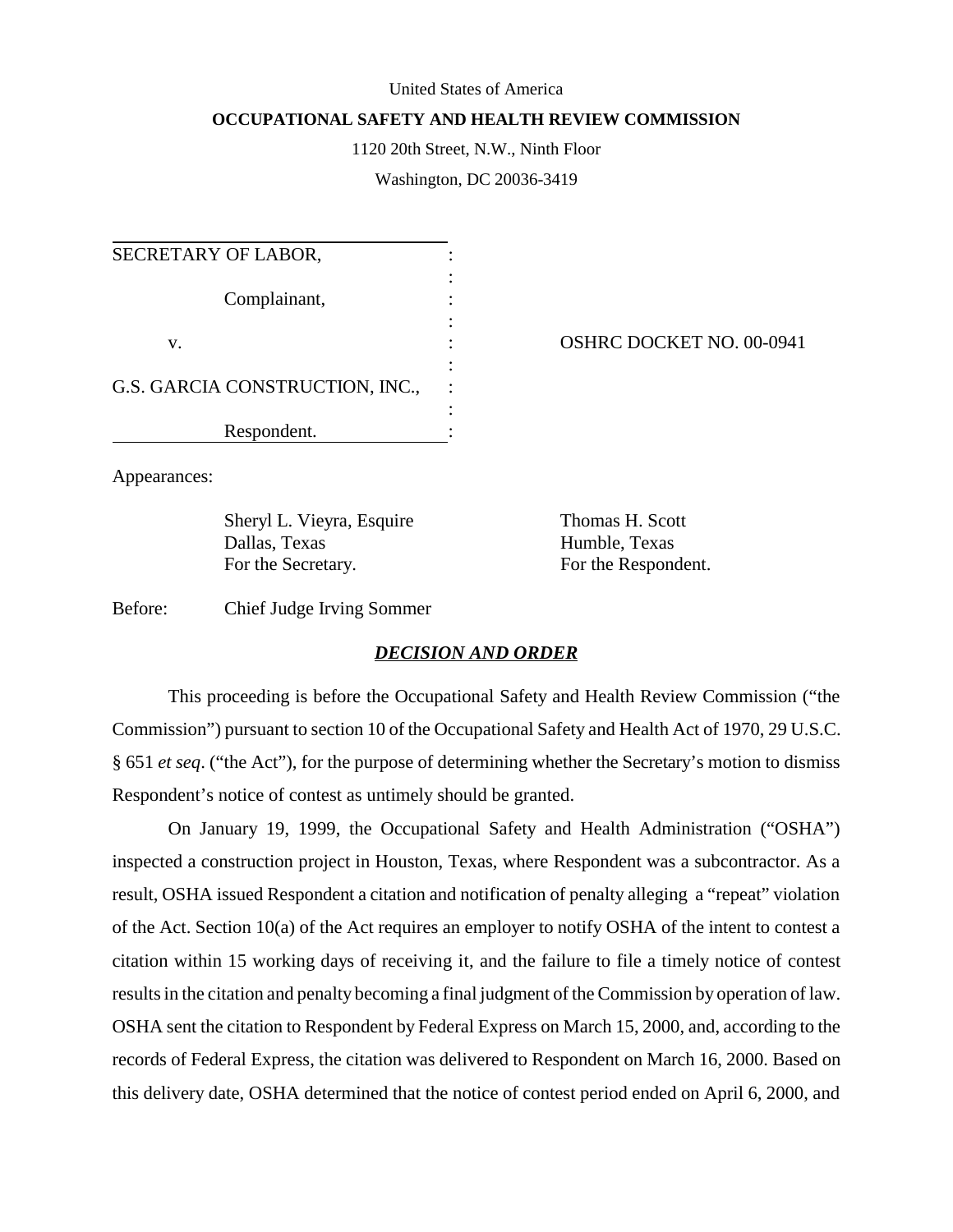United States of America

**OCCUPATIONAL SAFETY AND HEALTH REVIEW COMMISSION**

1120 20th Street, N.W., Ninth Floor

Washington, DC 20036-3419

| | |
|---|---|
| SECRETARY OF LABOR, | |
| Complainant, | |
| v. | OSHRC DOCKET NO. 00-0941 |
| G.S. GARCIA CONSTRUCTION, INC., | |
| Respondent. | |

Appearances:

| | |
|---|---|
| Sheryl L. Vieyra, Esquire<br>Dallas, Texas<br>For the Secretary. | Thomas H. Scott<br>Humble, Texas<br>For the Respondent. |

Before: Chief Judge Irving Sommer

## ***DECISION AND ORDER***

This proceeding is before the Occupational Safety and Health Review Commission ("the Commission") pursuant to section 10 of the Occupational Safety and Health Act of 1970, 29 U.S.C. § 651 *et seq*. ("the Act"), for the purpose of determining whether the Secretary's motion to dismiss Respondent's notice of contest as untimely should be granted.

On January 19, 1999, the Occupational Safety and Health Administration ("OSHA") inspected a construction project in Houston, Texas, where Respondent was a subcontractor. As a result, OSHA issued Respondent a citation and notification of penalty alleging a "repeat" violation of the Act. Section 10(a) of the Act requires an employer to notify OSHA of the intent to contest a citation within 15 working days of receiving it, and the failure to file a timely notice of contest results in the citation and penalty becoming a final judgment of the Commission by operation of law. OSHA sent the citation to Respondent by Federal Express on March 15, 2000, and, according to the records of Federal Express, the citation was delivered to Respondent on March 16, 2000. Based on this delivery date, OSHA determined that the notice of contest period ended on April 6, 2000, and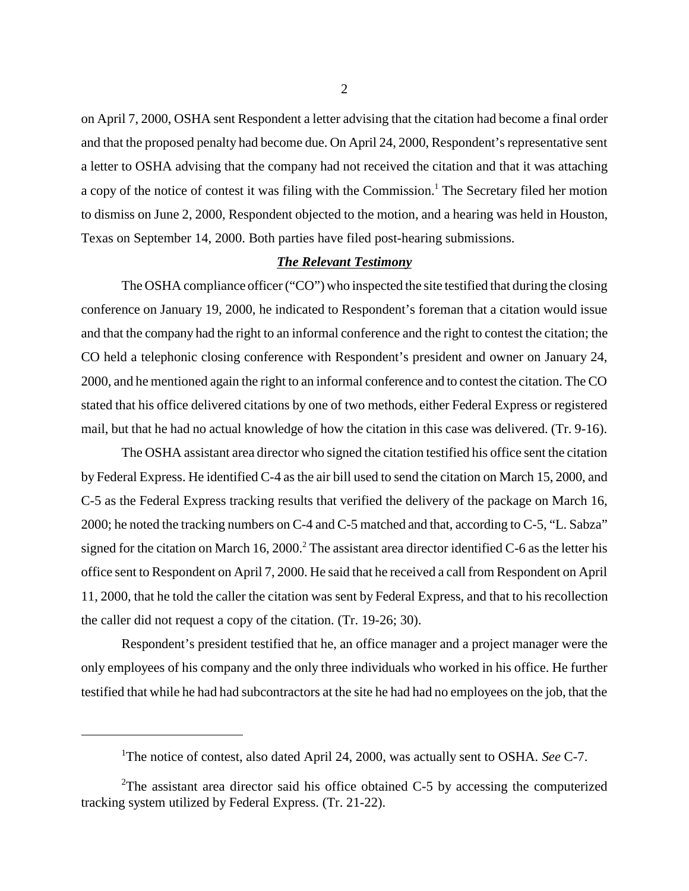on April 7, 2000, OSHA sent Respondent a letter advising that the citation had become a final order and that the proposed penalty had become due. On April 24, 2000, Respondent's representative sent a letter to OSHA advising that the company had not received the citation and that it was attaching a copy of the notice of contest it was filing with the Commission.[1] The Secretary filed her motion to dismiss on June 2, 2000, Respondent objected to the motion, and a hearing was held in Houston, Texas on September 14, 2000. Both parties have filed post-hearing submissions.

***The Relevant Testimony***

The OSHA compliance officer ("CO") who inspected the site testified that during the closing conference on January 19, 2000, he indicated to Respondent's foreman that a citation would issue and that the company had the right to an informal conference and the right to contest the citation; the CO held a telephonic closing conference with Respondent's president and owner on January 24, 2000, and he mentioned again the right to an informal conference and to contest the citation. The CO stated that his office delivered citations by one of two methods, either Federal Express or registered mail, but that he had no actual knowledge of how the citation in this case was delivered. (Tr. 9-16).

The OSHA assistant area director who signed the citation testified his office sent the citation by Federal Express. He identified C-4 as the air bill used to send the citation on March 15, 2000, and C-5 as the Federal Express tracking results that verified the delivery of the package on March 16, 2000; he noted the tracking numbers on C-4 and C-5 matched and that, according to C-5, "L. Sabza" signed for the citation on March 16, 2000.[2] The assistant area director identified C-6 as the letter his office sent to Respondent on April 7, 2000. He said that he received a call from Respondent on April 11, 2000, that he told the caller the citation was sent by Federal Express, and that to his recollection the caller did not request a copy of the citation. (Tr. 19-26; 30).

Respondent's president testified that he, an office manager and a project manager were the only employees of his company and the only three individuals who worked in his office. He further testified that while he had had subcontractors at the site he had had no employees on the job, that the

---

[1] The notice of contest, also dated April 24, 2000, was actually sent to OSHA. *See* C-7.

[2] The assistant area director said his office obtained C-5 by accessing the computerized tracking system utilized by Federal Express. (Tr. 21-22).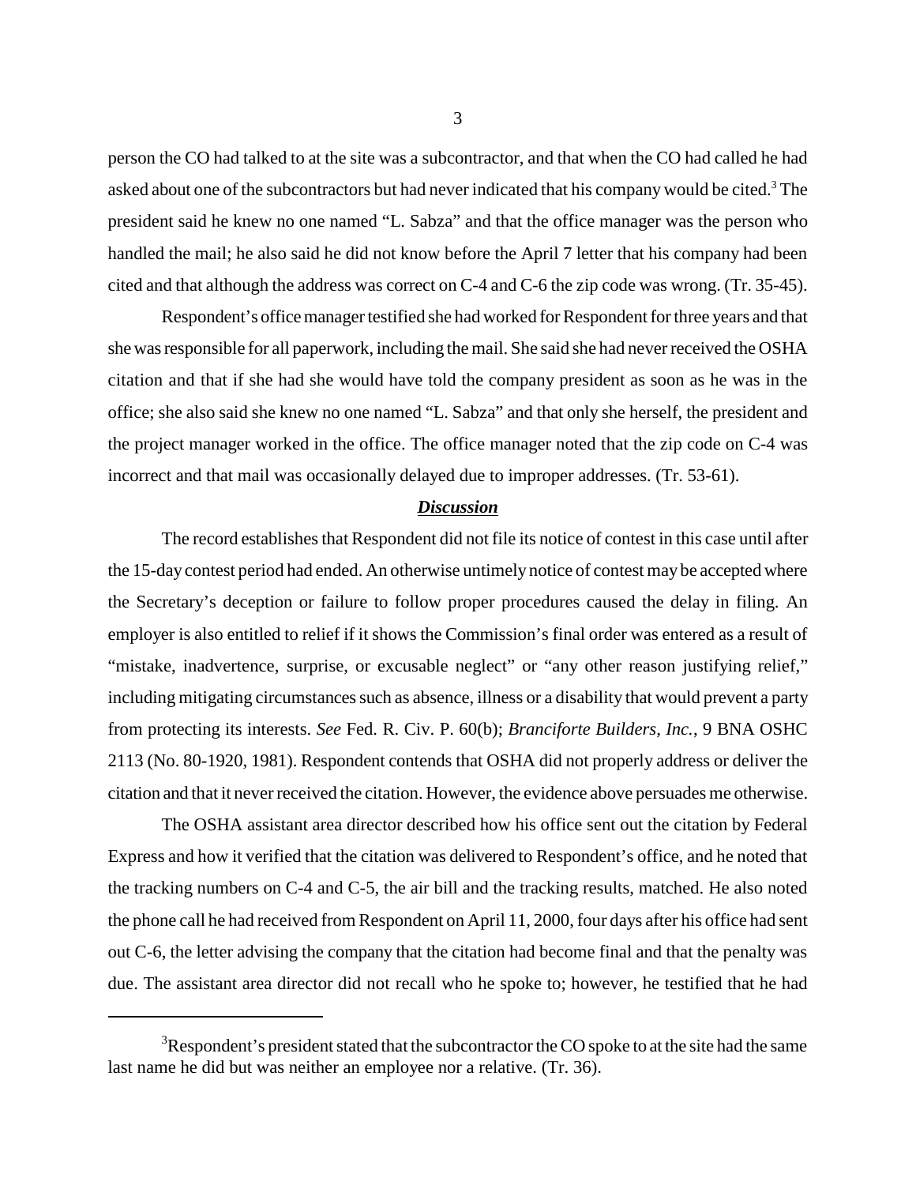person the CO had talked to at the site was a subcontractor, and that when the CO had called he had asked about one of the subcontractors but had never indicated that his company would be cited.[3] The president said he knew no one named "L. Sabza" and that the office manager was the person who handled the mail; he also said he did not know before the April 7 letter that his company had been cited and that although the address was correct on C-4 and C-6 the zip code was wrong. (Tr. 35-45).

Respondent's office manager testified she had worked for Respondent for three years and that she was responsible for all paperwork, including the mail. She said she had never received the OSHA citation and that if she had she would have told the company president as soon as he was in the office; she also said she knew no one named "L. Sabza" and that only she herself, the president and the project manager worked in the office. The office manager noted that the zip code on C-4 was incorrect and that mail was occasionally delayed due to improper addresses. (Tr. 53-61).

***Discussion***

The record establishes that Respondent did not file its notice of contest in this case until after the 15-day contest period had ended. An otherwise untimely notice of contest may be accepted where the Secretary's deception or failure to follow proper procedures caused the delay in filing. An employer is also entitled to relief if it shows the Commission's final order was entered as a result of "mistake, inadvertence, surprise, or excusable neglect" or "any other reason justifying relief," including mitigating circumstances such as absence, illness or a disability that would prevent a party from protecting its interests. *See* Fed. R. Civ. P. 60(b); *Branciforte Builders, Inc.*, 9 BNA OSHC 2113 (No. 80-1920, 1981). Respondent contends that OSHA did not properly address or deliver the citation and that it never received the citation. However, the evidence above persuades me otherwise.

The OSHA assistant area director described how his office sent out the citation by Federal Express and how it verified that the citation was delivered to Respondent's office, and he noted that the tracking numbers on C-4 and C-5, the air bill and the tracking results, matched. He also noted the phone call he had received from Respondent on April 11, 2000, four days after his office had sent out C-6, the letter advising the company that the citation had become final and that the penalty was due. The assistant area director did not recall who he spoke to; however, he testified that he had

[3] Respondent's president stated that the subcontractor the CO spoke to at the site had the same last name he did but was neither an employee nor a relative. (Tr. 36).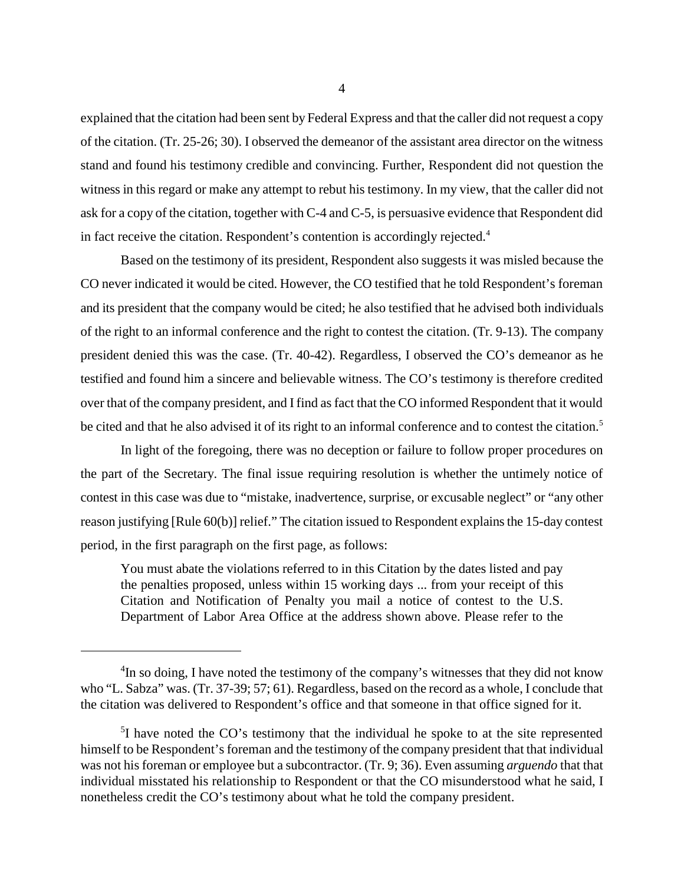explained that the citation had been sent by Federal Express and that the caller did not request a copy of the citation. (Tr. 25-26; 30). I observed the demeanor of the assistant area director on the witness stand and found his testimony credible and convincing. Further, Respondent did not question the witness in this regard or make any attempt to rebut his testimony. In my view, that the caller did not ask for a copy of the citation, together with C-4 and C-5, is persuasive evidence that Respondent did in fact receive the citation. Respondent's contention is accordingly rejected.[4]

Based on the testimony of its president, Respondent also suggests it was misled because the CO never indicated it would be cited. However, the CO testified that he told Respondent's foreman and its president that the company would be cited; he also testified that he advised both individuals of the right to an informal conference and the right to contest the citation. (Tr. 9-13). The company president denied this was the case. (Tr. 40-42). Regardless, I observed the CO's demeanor as he testified and found him a sincere and believable witness. The CO's testimony is therefore credited over that of the company president, and I find as fact that the CO informed Respondent that it would be cited and that he also advised it of its right to an informal conference and to contest the citation.[5]

In light of the foregoing, there was no deception or failure to follow proper procedures on the part of the Secretary. The final issue requiring resolution is whether the untimely notice of contest in this case was due to "mistake, inadvertence, surprise, or excusable neglect" or "any other reason justifying [Rule 60(b)] relief." The citation issued to Respondent explains the 15-day contest period, in the first paragraph on the first page, as follows:

> You must abate the violations referred to in this Citation by the dates listed and pay the penalties proposed, unless within 15 working days ... from your receipt of this Citation and Notification of Penalty you mail a notice of contest to the U.S. Department of Labor Area Office at the address shown above. Please refer to the

---

[4]In so doing, I have noted the testimony of the company's witnesses that they did not know who "L. Sabza" was. (Tr. 37-39; 57; 61). Regardless, based on the record as a whole, I conclude that the citation was delivered to Respondent's office and that someone in that office signed for it.

[5]I have noted the CO's testimony that the individual he spoke to at the site represented himself to be Respondent's foreman and the testimony of the company president that that individual was not his foreman or employee but a subcontractor. (Tr. 9; 36). Even assuming *arguendo* that that individual misstated his relationship to Respondent or that the CO misunderstood what he said, I nonetheless credit the CO's testimony about what he told the company president.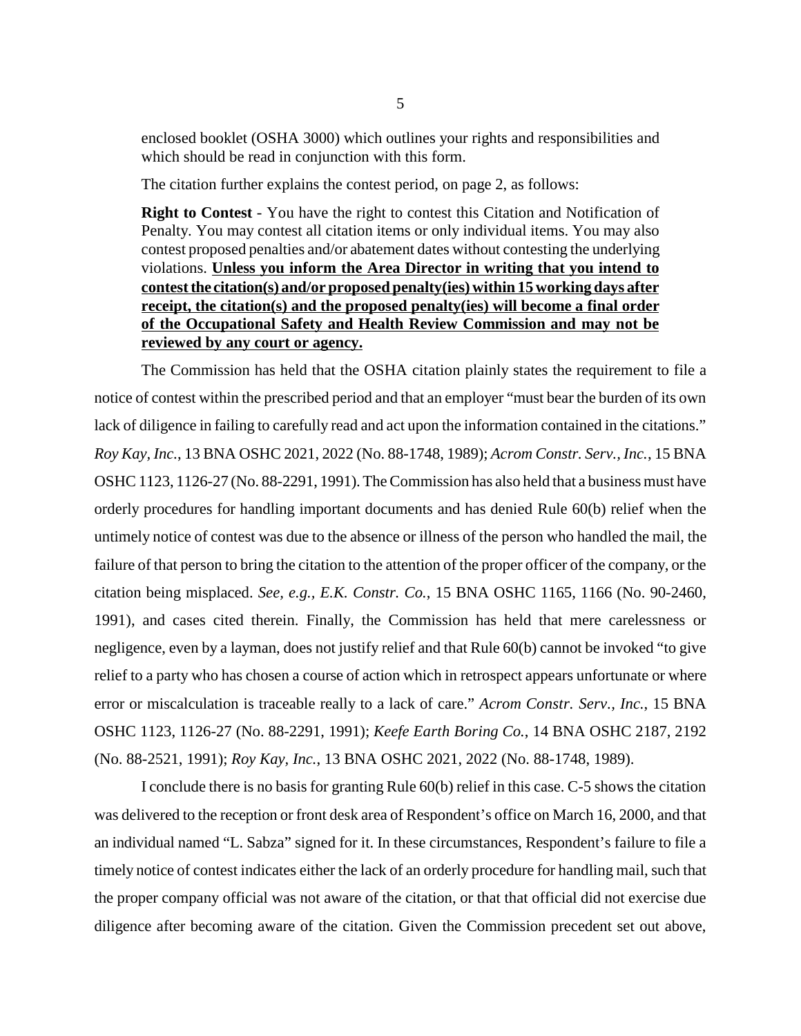> enclosed booklet (OSHA 3000) which outlines your rights and responsibilities and which should be read in conjunction with this form.
>
> The citation further explains the contest period, on page 2, as follows:
>
> **Right to Contest** - You have the right to contest this Citation and Notification of Penalty. You may contest all citation items or only individual items. You may also contest proposed penalties and/or abatement dates without contesting the underlying violations. **Unless you inform the Area Director in writing that you intend to contest the citation(s) and/or proposed penalty(ies) within 15 working days after receipt, the citation(s) and the proposed penalty(ies) will become a final order of the Occupational Safety and Health Review Commission and may not be reviewed by any court or agency.**

The Commission has held that the OSHA citation plainly states the requirement to file a notice of contest within the prescribed period and that an employer "must bear the burden of its own lack of diligence in failing to carefully read and act upon the information contained in the citations." *Roy Kay, Inc.*, 13 BNA OSHC 2021, 2022 (No. 88-1748, 1989); *Acrom Constr. Serv., Inc.*, 15 BNA OSHC 1123, 1126-27 (No. 88-2291, 1991). The Commission has also held that a business must have orderly procedures for handling important documents and has denied Rule 60(b) relief when the untimely notice of contest was due to the absence or illness of the person who handled the mail, the failure of that person to bring the citation to the attention of the proper officer of the company, or the citation being misplaced. *See, e.g., E.K. Constr. Co.*, 15 BNA OSHC 1165, 1166 (No. 90-2460, 1991), and cases cited therein. Finally, the Commission has held that mere carelessness or negligence, even by a layman, does not justify relief and that Rule 60(b) cannot be invoked "to give relief to a party who has chosen a course of action which in retrospect appears unfortunate or where error or miscalculation is traceable really to a lack of care." *Acrom Constr. Serv., Inc.*, 15 BNA OSHC 1123, 1126-27 (No. 88-2291, 1991); *Keefe Earth Boring Co.*, 14 BNA OSHC 2187, 2192 (No. 88-2521, 1991); *Roy Kay, Inc.*, 13 BNA OSHC 2021, 2022 (No. 88-1748, 1989).

I conclude there is no basis for granting Rule 60(b) relief in this case. C-5 shows the citation was delivered to the reception or front desk area of Respondent's office on March 16, 2000, and that an individual named "L. Sabza" signed for it. In these circumstances, Respondent's failure to file a timely notice of contest indicates either the lack of an orderly procedure for handling mail, such that the proper company official was not aware of the citation, or that that official did not exercise due diligence after becoming aware of the citation. Given the Commission precedent set out above,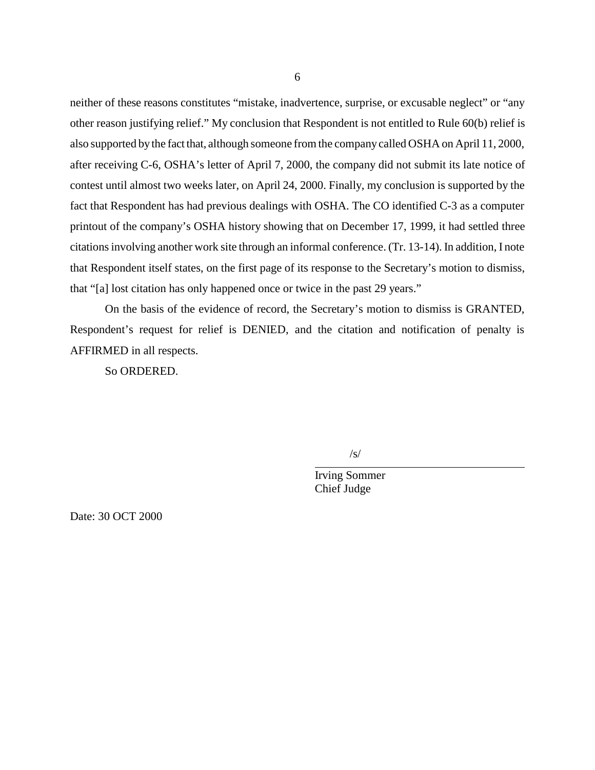neither of these reasons constitutes "mistake, inadvertence, surprise, or excusable neglect" or "any other reason justifying relief." My conclusion that Respondent is not entitled to Rule 60(b) relief is also supported by the fact that, although someone from the company called OSHA on April 11, 2000, after receiving C-6, OSHA's letter of April 7, 2000, the company did not submit its late notice of contest until almost two weeks later, on April 24, 2000. Finally, my conclusion is supported by the fact that Respondent has had previous dealings with OSHA. The CO identified C-3 as a computer printout of the company's OSHA history showing that on December 17, 1999, it had settled three citations involving another work site through an informal conference. (Tr. 13-14). In addition, I note that Respondent itself states, on the first page of its response to the Secretary's motion to dismiss, that "[a] lost citation has only happened once or twice in the past 29 years."

On the basis of the evidence of record, the Secretary's motion to dismiss is GRANTED, Respondent's request for relief is DENIED, and the citation and notification of penalty is AFFIRMED in all respects.

So ORDERED.

/s/

Irving Sommer
Chief Judge

Date: 30 OCT 2000